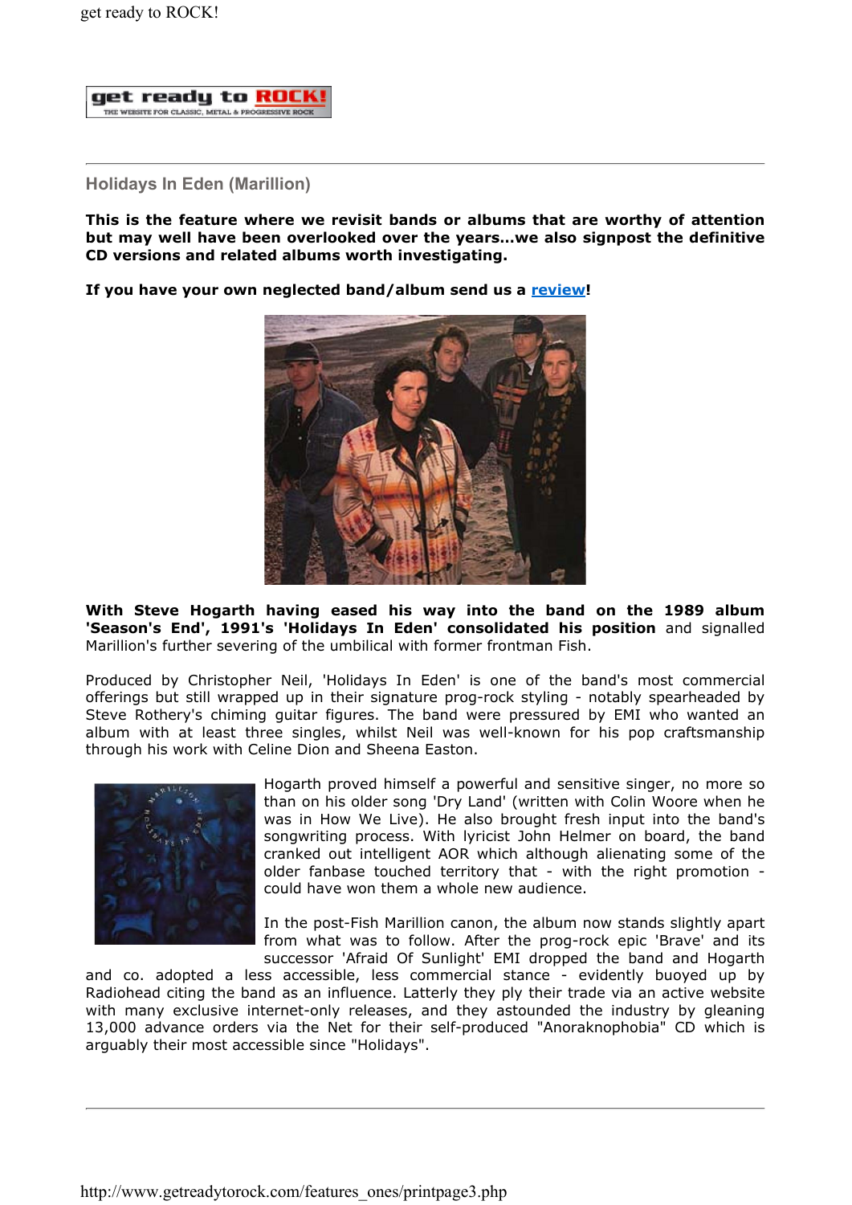## Holidays In Eden (Marillion)

**This is the feature where we revisit bands or albums that are worthy of attention but may well have been overlooked over the years...we also signpost the definitive CD versions and related albums worth investigating.**

**If you have your own neglected band/album send us a review!**

**With Steve Hogarth having eased his way into the band on the 1989 album 'Season's End', 1991's 'Holidays In Eden' consolidated his position** and signalled Marillion's further severing of the umbilical with former frontman Fish.

Produced by Christopher Neil, 'Holidays In Eden' is one of the band's most commercial offerings but still wrapped up in their signature prog-rock styling - notably spearheaded by Steve Rothery's chiming guitar figures. The band were pressured by EMI who wanted an album with at least three singles, whilst Neil was well-known for his pop craftsmanship through his work with Celine Dion and Sheena Easton.

Hogarth proved himself a powerful and sensitive singer, no more so than on his older song 'Dry Land' (written with Colin Woore when he was in How We Live). He also brought fresh input into the band's songwriting process. With lyricist John Helmer on board, the band cranked out intelligent AOR which although alienating some of the older fanbase touched territory that - with the right promotion - could have won them a whole new audience.

In the post-Fish Marillion canon, the album now stands slightly apart from what was to follow. After the prog-rock epic 'Brave' and its successor 'Afraid Of Sunlight' EMI dropped the band and Hogarth and co. adopted a less accessible, less commercial stance - evidently buoyed up by Radiohead citing the band as an influence. Latterly they ply their trade via an active website with many exclusive internet-only releases, and they astounded the industry by gleaning 13,000 advance orders via the Net for their self-produced "Anoraknophobia" CD which is arguably their most accessible since "Holidays".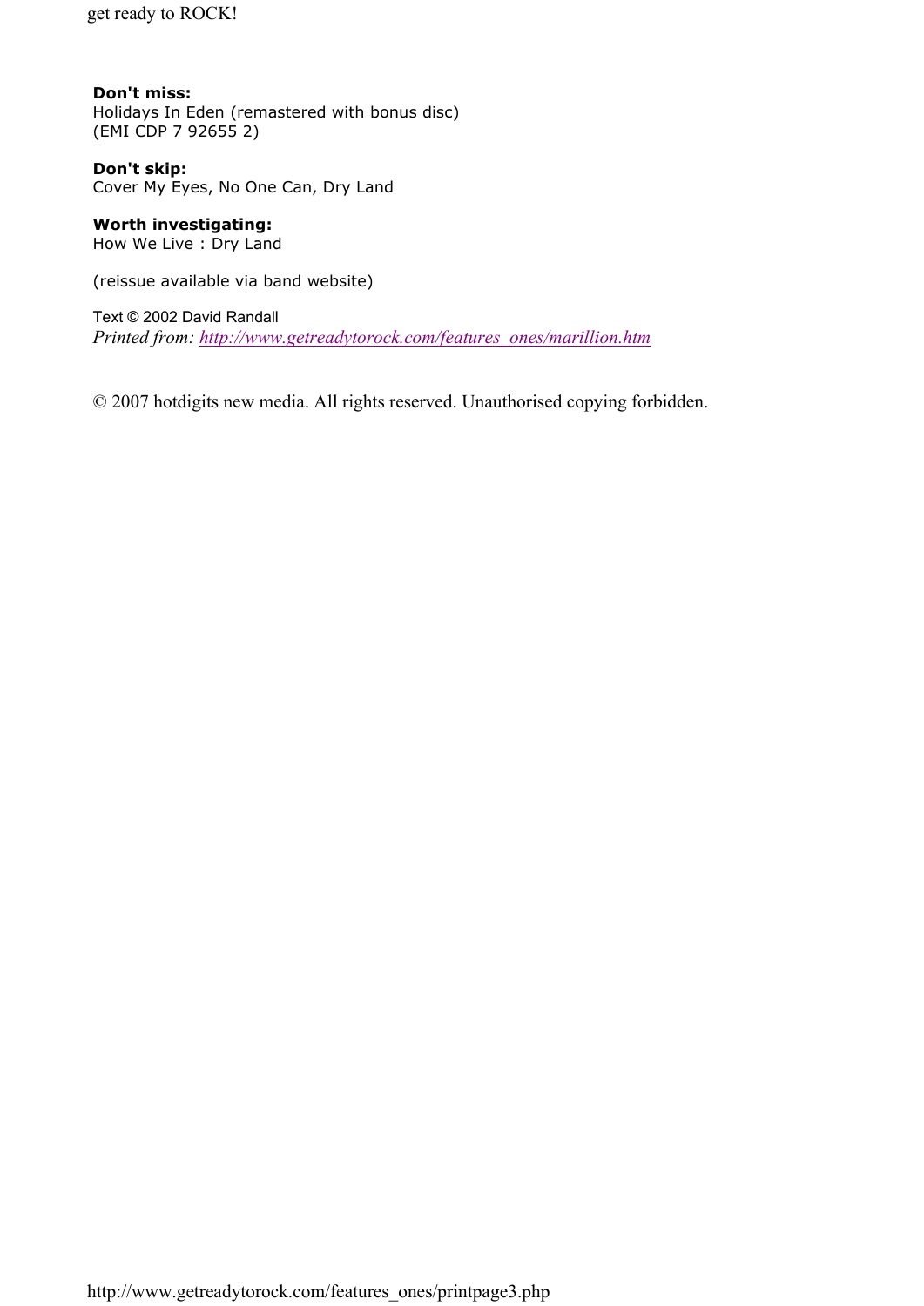**Don't miss:**
Holidays In Eden (remastered with bonus disc)
(EMI CDP 7 92655 2)

**Don't skip:**
Cover My Eyes, No One Can, Dry Land

**Worth investigating:**
How We Live : Dry Land

(reissue available via band website)

Text © 2002 David Randall
*Printed from: http://www.getreadytorock.com/features_ones/marillion.htm*

© 2007 hotdigits new media. All rights reserved. Unauthorised copying forbidden.